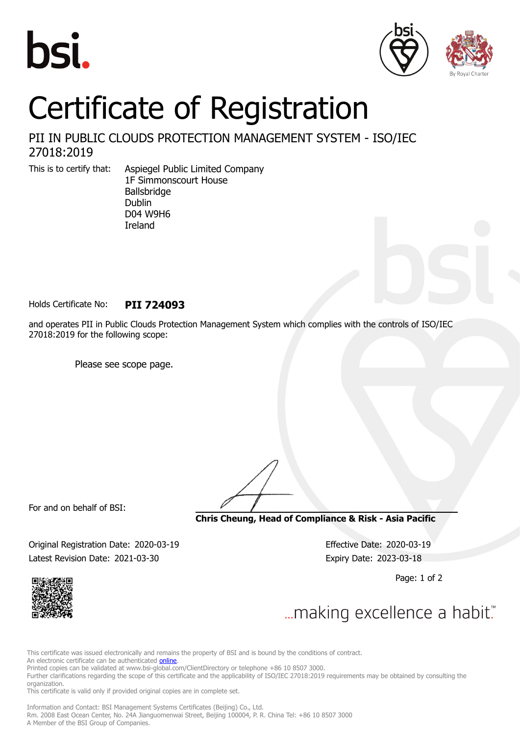bsi.

# Certificate of Registration

## PII IN PUBLIC CLOUDS PROTECTION MANAGEMENT SYSTEM - ISO/IEC 27018:2019

This is to certify that: Aspiegel Public Limited Company
1F Simmonscourt House
Ballsbridge
Dublin
D04 W9H6
Ireland

Holds Certificate No: **PII 724093**

and operates PII in Public Clouds Protection Management System which complies with the controls of ISO/IEC 27018:2019 for the following scope:

Please see scope page.

For and on behalf of BSI:

**Chris Cheung, Head of Compliance & Risk - Asia Pacific**

Original Registration Date: 2020-03-19
Effective Date: 2020-03-19
Latest Revision Date: 2021-03-30
Expiry Date: 2023-03-18

...making excellence a habit.™

This certificate was issued electronically and remains the property of BSI and is bound by the conditions of contract.
An electronic certificate can be authenticated online.
Printed copies can be validated at www.bsi-global.com/ClientDirectory or telephone +86 10 8507 3000.
Further clarifications regarding the scope of this certificate and the applicability of ISO/IEC 27018:2019 requirements may be obtained by consulting the organization.
This certificate is valid only if provided original copies are in complete set.

Information and Contact: BSI Management Systems Certificates (Beijing) Co., Ltd.
Rm. 2008 East Ocean Center, No. 24A Jianguomenwai Street, Beijing 100004, P. R. China Tel: +86 10 8507 3000
A Member of the BSI Group of Companies.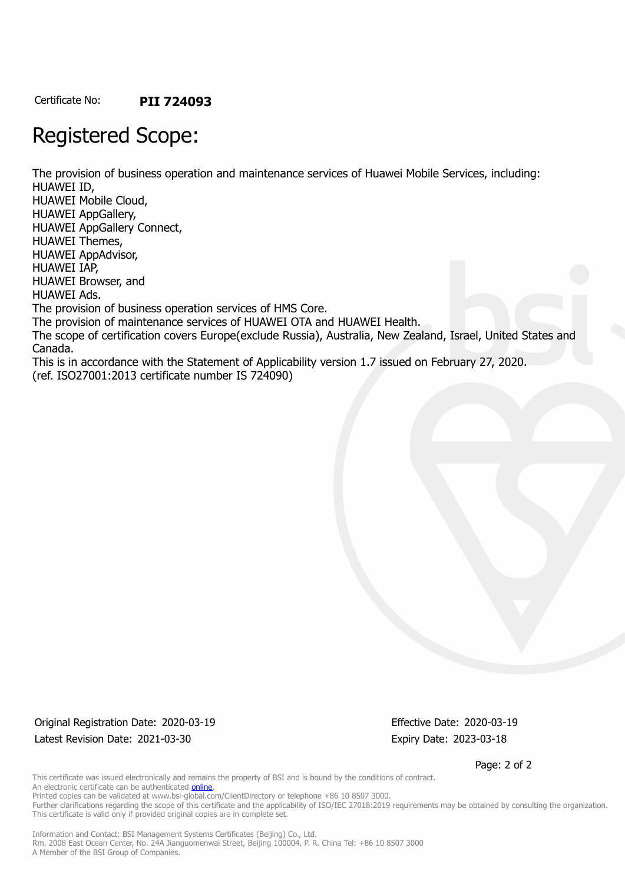Certificate No: **PII 724093**

# Registered Scope:

The provision of business operation and maintenance services of Huawei Mobile Services, including:
HUAWEI ID,
HUAWEI Mobile Cloud,
HUAWEI AppGallery,
HUAWEI AppGallery Connect,
HUAWEI Themes,
HUAWEI AppAdvisor,
HUAWEI IAP,
HUAWEI Browser, and
HUAWEI Ads.
The provision of business operation services of HMS Core.
The provision of maintenance services of HUAWEI OTA and HUAWEI Health.
The scope of certification covers Europe(exclude Russia), Australia, New Zealand, Israel, United States and Canada.
This is in accordance with the Statement of Applicability version 1.7 issued on February 27, 2020.
(ref. ISO27001:2013 certificate number IS 724090)

Original Registration Date: 2020-03-19
Latest Revision Date: 2021-03-30

Effective Date: 2020-03-19
Expiry Date: 2023-03-18

This certificate was issued electronically and remains the property of BSI and is bound by the conditions of contract.
An electronic certificate can be authenticated online.
Printed copies can be validated at www.bsi-global.com/ClientDirectory or telephone +86 10 8507 3000.
Further clarifications regarding the scope of this certificate and the applicability of ISO/IEC 27018:2019 requirements may be obtained by consulting the organization.
This certificate is valid only if provided original copies are in complete set.

Information and Contact: BSI Management Systems Certificates (Beijing) Co., Ltd.
Rm. 2008 East Ocean Center, No. 24A Jianguomenwai Street, Beijing 100004, P. R. China Tel: +86 10 8507 3000
A Member of the BSI Group of Companies.